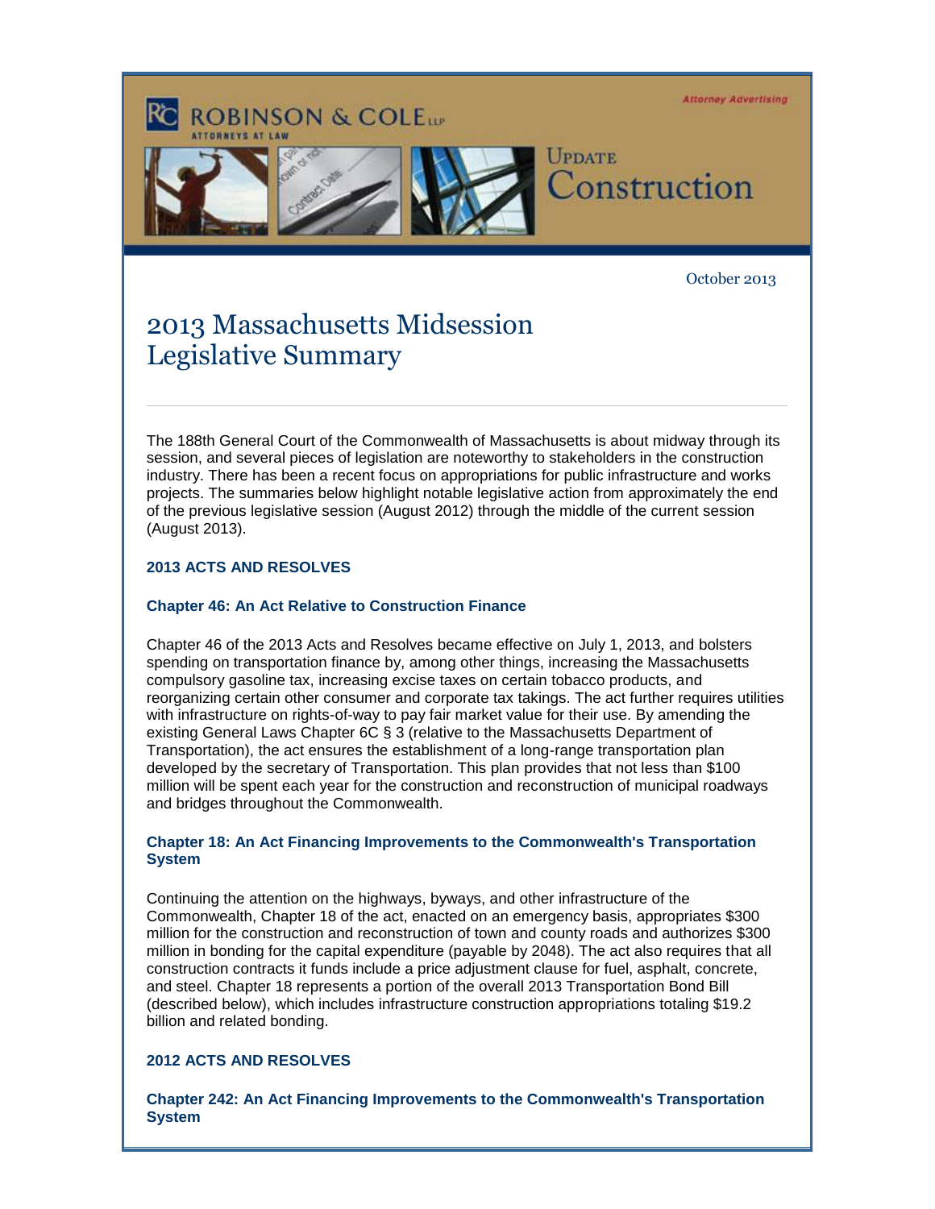Attorney Advertising

ROBINSON & COLE LLP
ATTORNEYS AT LAW

UPDATE
Construction

October 2013

# 2013 Massachusetts Midsession Legislative Summary

The 188th General Court of the Commonwealth of Massachusetts is about midway through its session, and several pieces of legislation are noteworthy to stakeholders in the construction industry. There has been a recent focus on appropriations for public infrastructure and works projects. The summaries below highlight notable legislative action from approximately the end of the previous legislative session (August 2012) through the middle of the current session (August 2013).

## 2013 ACTS AND RESOLVES

### Chapter 46: An Act Relative to Construction Finance

Chapter 46 of the 2013 Acts and Resolves became effective on July 1, 2013, and bolsters spending on transportation finance by, among other things, increasing the Massachusetts compulsory gasoline tax, increasing excise taxes on certain tobacco products, and reorganizing certain other consumer and corporate tax takings. The act further requires utilities with infrastructure on rights-of-way to pay fair market value for their use. By amending the existing General Laws Chapter 6C § 3 (relative to the Massachusetts Department of Transportation), the act ensures the establishment of a long-range transportation plan developed by the secretary of Transportation. This plan provides that not less than $100 million will be spent each year for the construction and reconstruction of municipal roadways and bridges throughout the Commonwealth.

### Chapter 18: An Act Financing Improvements to the Commonwealth's Transportation System

Continuing the attention on the highways, byways, and other infrastructure of the Commonwealth, Chapter 18 of the act, enacted on an emergency basis, appropriates $300 million for the construction and reconstruction of town and county roads and authorizes $300 million in bonding for the capital expenditure (payable by 2048). The act also requires that all construction contracts it funds include a price adjustment clause for fuel, asphalt, concrete, and steel. Chapter 18 represents a portion of the overall 2013 Transportation Bond Bill (described below), which includes infrastructure construction appropriations totaling $19.2 billion and related bonding.

## 2012 ACTS AND RESOLVES

### Chapter 242: An Act Financing Improvements to the Commonwealth's Transportation System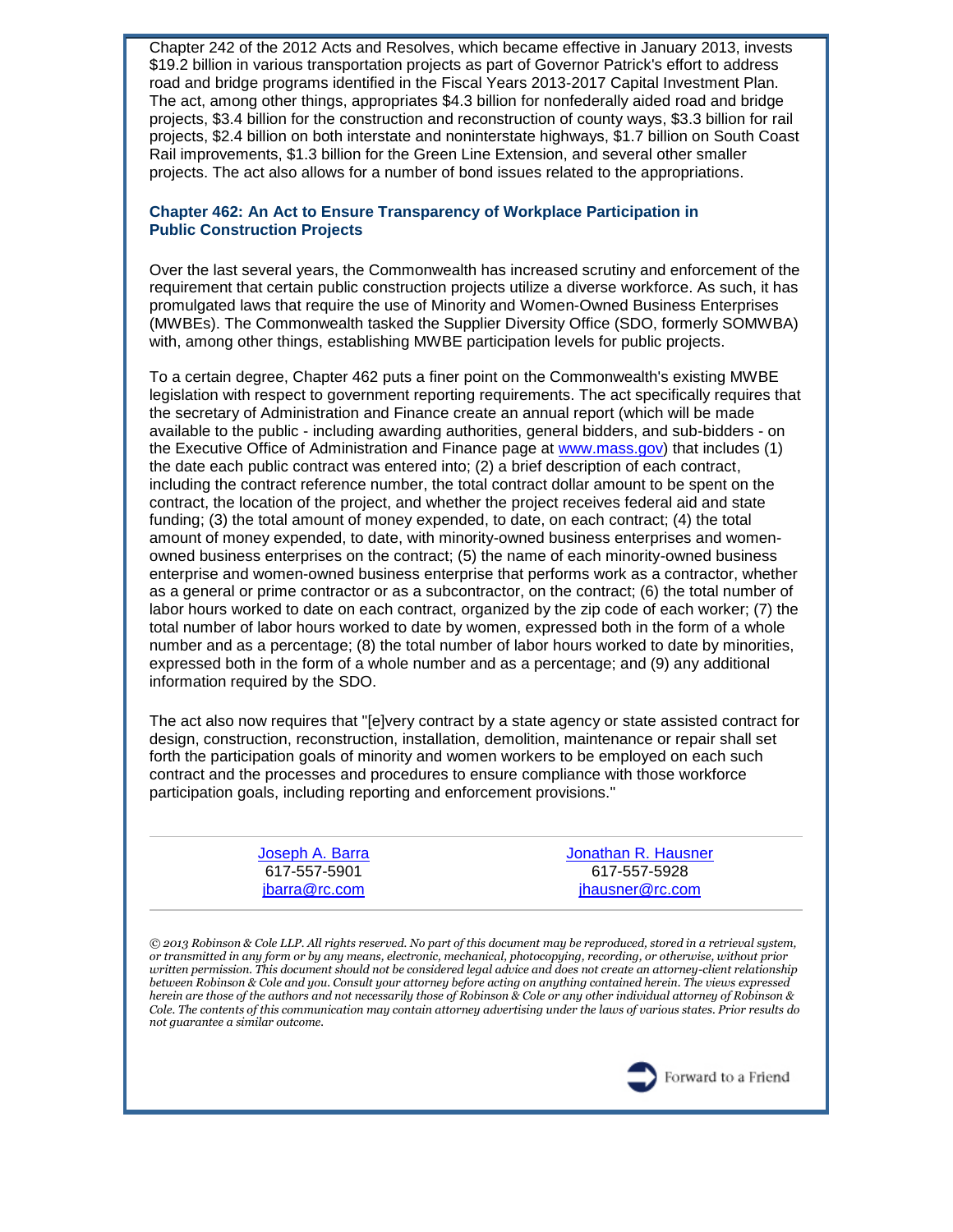Chapter 242 of the 2012 Acts and Resolves, which became effective in January 2013, invests $19.2 billion in various transportation projects as part of Governor Patrick's effort to address road and bridge programs identified in the Fiscal Years 2013-2017 Capital Investment Plan. The act, among other things, appropriates $4.3 billion for nonfederally aided road and bridge projects, $3.4 billion for the construction and reconstruction of county ways, $3.3 billion for rail projects, $2.4 billion on both interstate and noninterstate highways, $1.7 billion on South Coast Rail improvements, $1.3 billion for the Green Line Extension, and several other smaller projects. The act also allows for a number of bond issues related to the appropriations.

### Chapter 462: An Act to Ensure Transparency of Workplace Participation in Public Construction Projects

Over the last several years, the Commonwealth has increased scrutiny and enforcement of the requirement that certain public construction projects utilize a diverse workforce. As such, it has promulgated laws that require the use of Minority and Women-Owned Business Enterprises (MWBEs). The Commonwealth tasked the Supplier Diversity Office (SDO, formerly SOMWBA) with, among other things, establishing MWBE participation levels for public projects.

To a certain degree, Chapter 462 puts a finer point on the Commonwealth's existing MWBE legislation with respect to government reporting requirements. The act specifically requires that the secretary of Administration and Finance create an annual report (which will be made available to the public - including awarding authorities, general bidders, and sub-bidders - on the Executive Office of Administration and Finance page at [www.mass.gov](http://www.mass.gov)) that includes (1) the date each public contract was entered into; (2) a brief description of each contract, including the contract reference number, the total contract dollar amount to be spent on the contract, the location of the project, and whether the project receives federal aid and state funding; (3) the total amount of money expended, to date, on each contract; (4) the total amount of money expended, to date, with minority-owned business enterprises and women-owned business enterprises on the contract; (5) the name of each minority-owned business enterprise and women-owned business enterprise that performs work as a contractor, whether as a general or prime contractor or as a subcontractor, on the contract; (6) the total number of labor hours worked to date on each contract, organized by the zip code of each worker; (7) the total number of labor hours worked to date by women, expressed both in the form of a whole number and as a percentage; (8) the total number of labor hours worked to date by minorities, expressed both in the form of a whole number and as a percentage; and (9) any additional information required by the SDO.

The act also now requires that "[e]very contract by a state agency or state assisted contract for design, construction, reconstruction, installation, demolition, maintenance or repair shall set forth the participation goals of minority and women workers to be employed on each such contract and the processes and procedures to ensure compliance with those workforce participation goals, including reporting and enforcement provisions."

---

| | |
|---|---|
| [Joseph A. Barra](#) | [Jonathan R. Hausner](#) |
| 617-557-5901 | 617-557-5928 |
| [jbarra@rc.com](mailto:jbarra@rc.com) | [jhausner@rc.com](mailto:jhausner@rc.com) |

---

*© 2013 Robinson & Cole LLP. All rights reserved. No part of this document may be reproduced, stored in a retrieval system, or transmitted in any form or by any means, electronic, mechanical, photocopying, recording, or otherwise, without prior written permission. This document should not be considered legal advice and does not create an attorney-client relationship between Robinson & Cole and you. Consult your attorney before acting on anything contained herein. The views expressed herein are those of the authors and not necessarily those of Robinson & Cole or any other individual attorney of Robinson & Cole. The contents of this communication may contain attorney advertising under the laws of various states. Prior results do not guarantee a similar outcome.*

Forward to a Friend